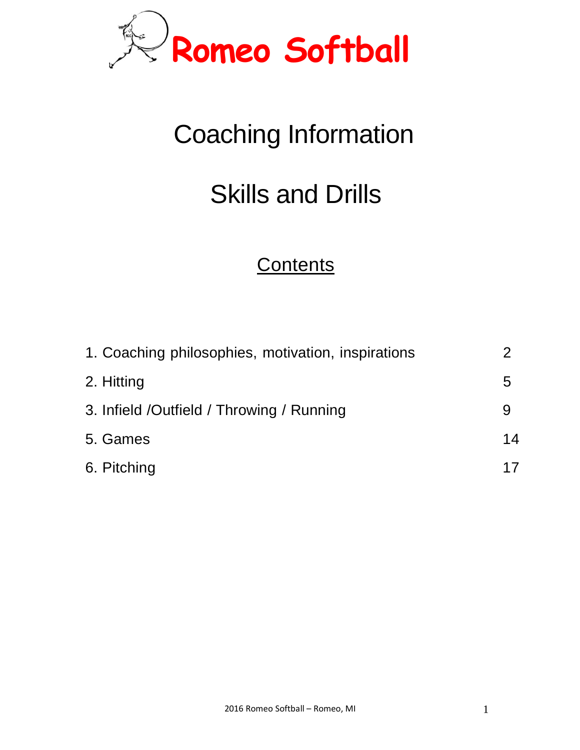# Romeo Softball

# Coaching Information

# Skills and Drills

## Contents

| | |
|---|---|
| 1. Coaching philosophies, motivation, inspirations | 2 |
| 2. Hitting | 5 |
| 3. Infield /Outfield / Throwing / Running | 9 |
| 5. Games | 14 |
| 6. Pitching | 17 |

2016 Romeo Softball – Romeo, MI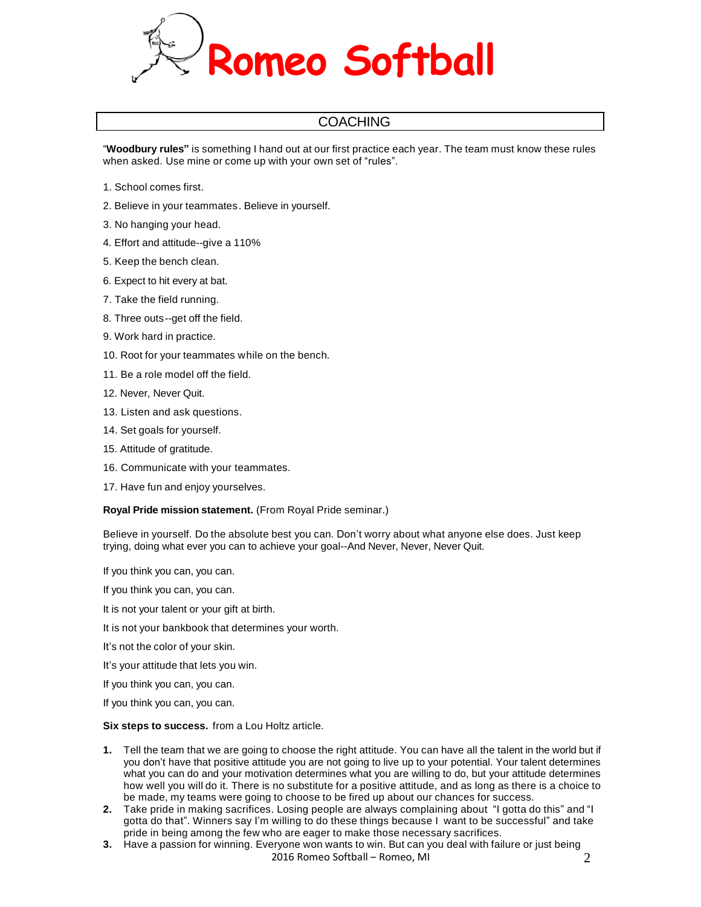# Romeo Softball

## COACHING

"**Woodbury rules"** is something I hand out at our first practice each year. The team must know these rules when asked. Use mine or come up with your own set of "rules".

1. School comes first.
2. Believe in your teammates. Believe in yourself.
3. No hanging your head.
4. Effort and attitude--give a 110%
5. Keep the bench clean.
6. Expect to hit every at bat.
7. Take the field running.
8. Three outs--get off the field.
9. Work hard in practice.
10. Root for your teammates while on the bench.
11. Be a role model off the field.
12. Never, Never Quit.
13. Listen and ask questions.
14. Set goals for yourself.
15. Attitude of gratitude.
16. Communicate with your teammates.
17. Have fun and enjoy yourselves.

**Royal Pride mission statement.** (From Royal Pride seminar.)

Believe in yourself. Do the absolute best you can. Don't worry about what anyone else does. Just keep trying, doing what ever you can to achieve your goal--And Never, Never, Never Quit.

If you think you can, you can.

If you think you can, you can.

It is not your talent or your gift at birth.

It is not your bankbook that determines your worth.

It's not the color of your skin.

It's your attitude that lets you win.

If you think you can, you can.

If you think you can, you can.

**Six steps to success.** from a Lou Holtz article.

1. Tell the team that we are going to choose the right attitude. You can have all the talent in the world but if you don't have that positive attitude you are not going to live up to your potential. Your talent determines what you can do and your motivation determines what you are willing to do, but your attitude determines how well you will do it. There is no substitute for a positive attitude, and as long as there is a choice to be made, my teams were going to choose to be fired up about our chances for success.
2. Take pride in making sacrifices. Losing people are always complaining about "I gotta do this" and "I gotta do that". Winners say I'm willing to do these things because I want to be successful" and take pride in being among the few who are eager to make those necessary sacrifices.
3. Have a passion for winning. Everyone won wants to win. But can you deal with failure or just being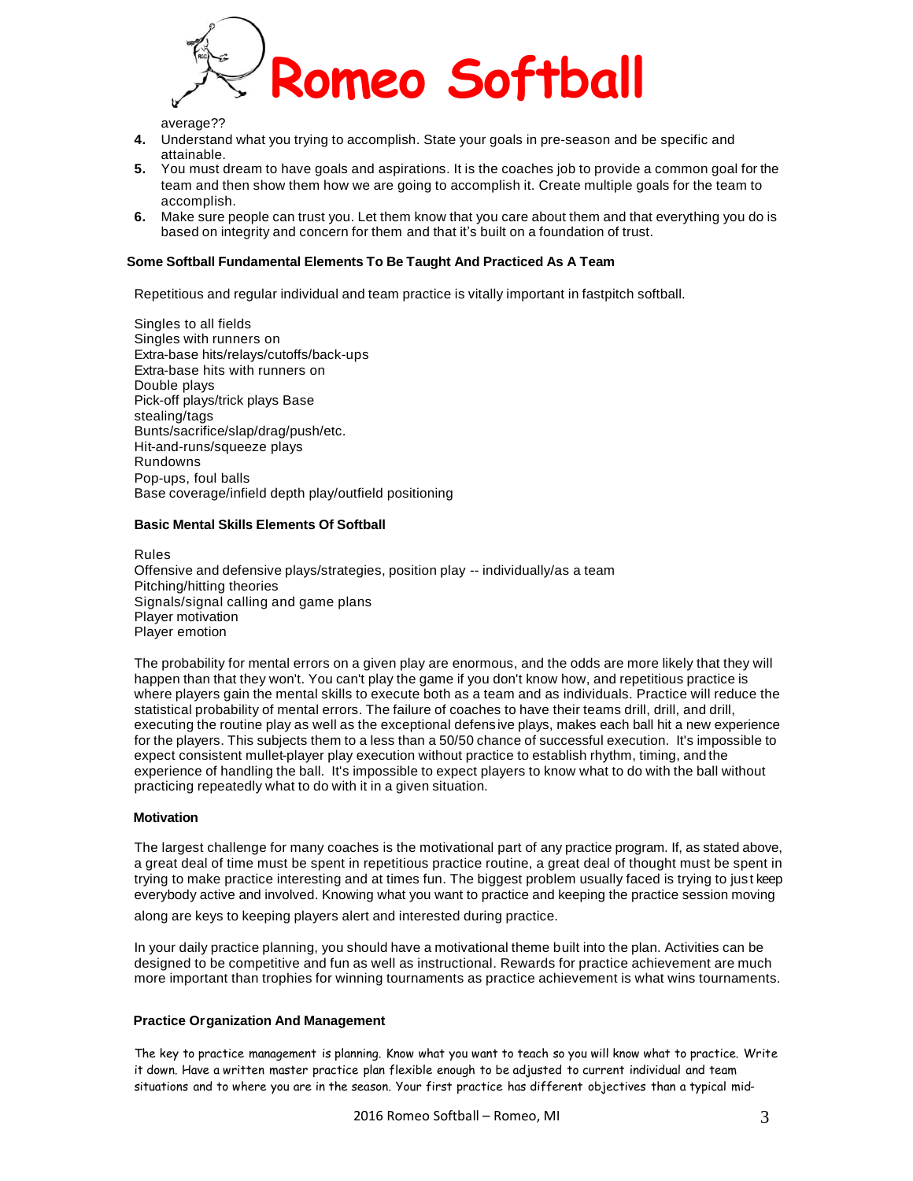average??

4. Understand what you trying to accomplish. State your goals in pre-season and be specific and attainable.
5. You must dream to have goals and aspirations. It is the coaches job to provide a common goal for the team and then show them how we are going to accomplish it. Create multiple goals for the team to accomplish.
6. Make sure people can trust you. Let them know that you care about them and that everything you do is based on integrity and concern for them and that it's built on a foundation of trust.

**Some Softball Fundamental Elements To Be Taught And Practiced As A Team**

Repetitious and regular individual and team practice is vitally important in fastpitch softball.

Singles to all fields
Singles with runners on
Extra-base hits/relays/cutoffs/back-ups
Extra-base hits with runners on
Double plays
Pick-off plays/trick plays Base
stealing/tags
Bunts/sacrifice/slap/drag/push/etc.
Hit-and-runs/squeeze plays
Rundowns
Pop-ups, foul balls
Base coverage/infield depth play/outfield positioning

**Basic Mental Skills Elements Of Softball**

Rules
Offensive and defensive plays/strategies, position play -- individually/as a team
Pitching/hitting theories
Signals/signal calling and game plans
Player motivation
Player emotion

The probability for mental errors on a given play are enormous, and the odds are more likely that they will happen than that they won't. You can't play the game if you don't know how, and repetitious practice is where players gain the mental skills to execute both as a team and as individuals. Practice will reduce the statistical probability of mental errors. The failure of coaches to have their teams drill, drill, and drill, executing the routine play as well as the exceptional defensive plays, makes each ball hit a new experience for the players. This subjects them to a less than a 50/50 chance of successful execution. It's impossible to expect consistent mullet-player play execution without practice to establish rhythm, timing, and the experience of handling the ball. It's impossible to expect players to know what to do with the ball without practicing repeatedly what to do with it in a given situation.

**Motivation**

The largest challenge for many coaches is the motivational part of any practice program. If, as stated above, a great deal of time must be spent in repetitious practice routine, a great deal of thought must be spent in trying to make practice interesting and at times fun. The biggest problem usually faced is trying to just keep everybody active and involved. Knowing what you want to practice and keeping the practice session moving along are keys to keeping players alert and interested during practice.

In your daily practice planning, you should have a motivational theme built into the plan. Activities can be designed to be competitive and fun as well as instructional. Rewards for practice achievement are much more important than trophies for winning tournaments as practice achievement is what wins tournaments.

**Practice Organization And Management**

The key to practice management is planning. Know what you want to teach so you will know what to practice. Write it down. Have a written master practice plan flexible enough to be adjusted to current individual and team situations and to where you are in the season. Your first practice has different objectives than a typical mid-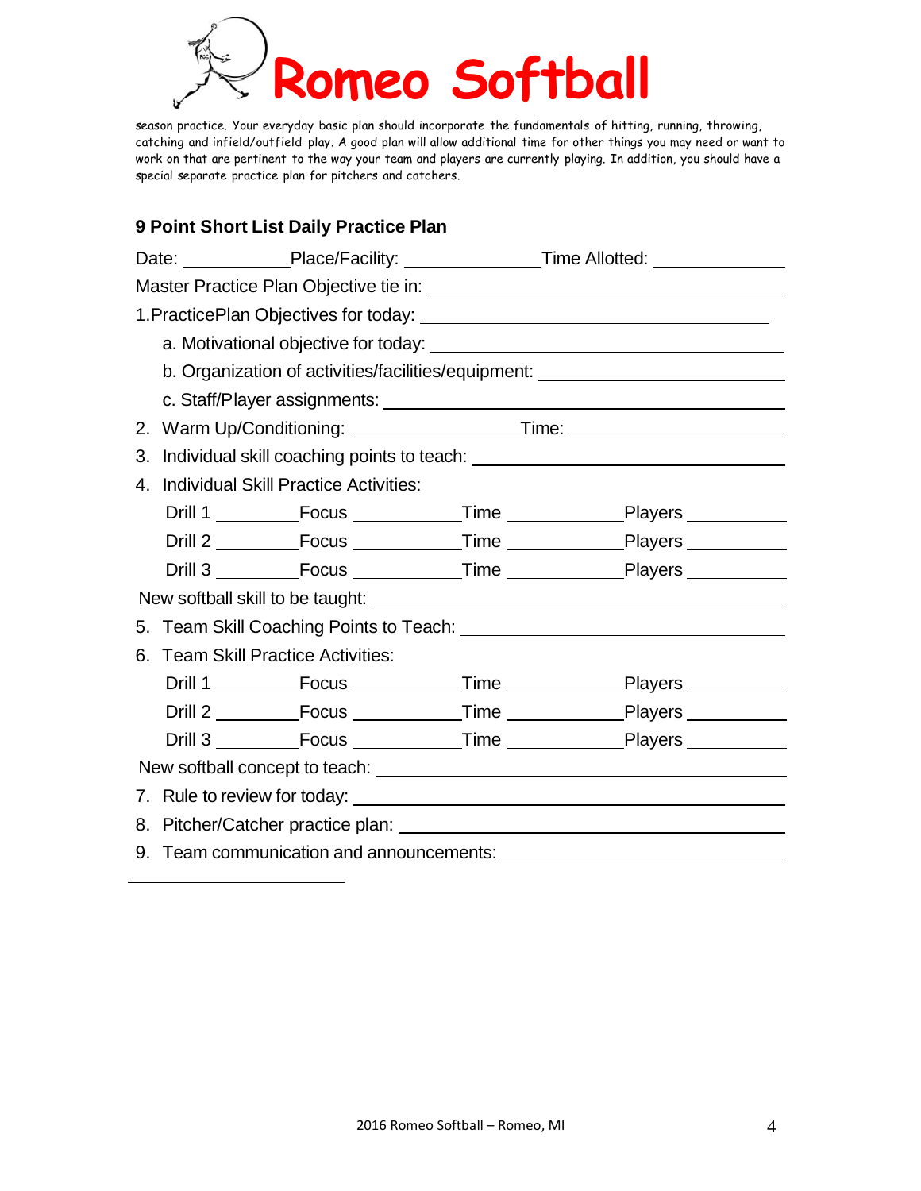season practice. Your everyday basic plan should incorporate the fundamentals of hitting, running, throwing, catching and infield/outfield play. A good plan will allow additional time for other things you may need or want to work on that are pertinent to the way your team and players are currently playing. In addition, you should have a special separate practice plan for pitchers and catchers.

### 9 Point Short List Daily Practice Plan

Date: ____________ Place/Facility: ________________ Time Allotted: ______________

Master Practice Plan Objective tie in: ________________________________________

1. PracticePlan Objectives for today: ________________________________________

   a. Motivational objective for today: ________________________________________

   b. Organization of activities/facilities/equipment: ____________________________

   c. Staff/Player assignments: ______________________________________________

2. Warm Up/Conditioning: __________________ Time: ____________________

3. Individual skill coaching points to teach: ____________________________________

4. Individual Skill Practice Activities:

   Drill 1 __________ Focus ____________ Time _____________ Players ___________

   Drill 2 __________ Focus ____________ Time _____________ Players ___________

   Drill 3 __________ Focus ____________ Time _____________ Players ___________

New softball skill to be taught: ________________________________________________

5. Team Skill Coaching Points to Teach: ______________________________________

6. Team Skill Practice Activities:

   Drill 1 __________ Focus ____________ Time _____________ Players ___________

   Drill 2 __________ Focus ____________ Time _____________ Players ___________

   Drill 3 __________ Focus ____________ Time _____________ Players ___________

New softball concept to teach: _________________________________________________

7. Rule to review for today: ____________________________________________________

8. Pitcher/Catcher practice plan: ________________________________________________

9. Team communication and announcements: ______________________________________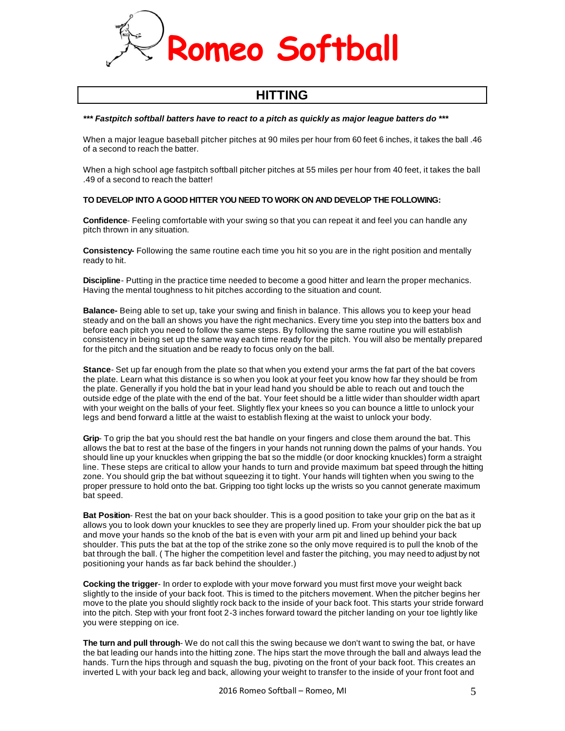# Romeo Softball

## HITTING

***\*\*\* Fastpitch softball batters have to react to a pitch as quickly as major league batters do \*\*\****

When a major league baseball pitcher pitches at 90 miles per hour from 60 feet 6 inches, it takes the ball .46 of a second to reach the batter.

When a high school age fastpitch softball pitcher pitches at 55 miles per hour from 40 feet, it takes the ball .49 of a second to reach the batter!

**TO DEVELOP INTO A GOOD HITTER YOU NEED TO WORK ON AND DEVELOP THE FOLLOWING:**

**Confidence**- Feeling comfortable with your swing so that you can repeat it and feel you can handle any pitch thrown in any situation.

**Consistency-** Following the same routine each time you hit so you are in the right position and mentally ready to hit.

**Discipline**- Putting in the practice time needed to become a good hitter and learn the proper mechanics. Having the mental toughness to hit pitches according to the situation and count.

**Balance-** Being able to set up, take your swing and finish in balance. This allows you to keep your head steady and on the ball an shows you have the right mechanics. Every time you step into the batters box and before each pitch you need to follow the same steps. By following the same routine you will establish consistency in being set up the same way each time ready for the pitch. You will also be mentally prepared for the pitch and the situation and be ready to focus only on the ball.

**Stance**- Set up far enough from the plate so that when you extend your arms the fat part of the bat covers the plate. Learn what this distance is so when you look at your feet you know how far they should be from the plate. Generally if you hold the bat in your lead hand you should be able to reach out and touch the outside edge of the plate with the end of the bat. Your feet should be a little wider than shoulder width apart with your weight on the balls of your feet. Slightly flex your knees so you can bounce a little to unlock your legs and bend forward a little at the waist to establish flexing at the waist to unlock your body.

**Grip**- To grip the bat you should rest the bat handle on your fingers and close them around the bat. This allows the bat to rest at the base of the fingers in your hands not running down the palms of your hands. You should line up your knuckles when gripping the bat so the middle (or door knocking knuckles) form a straight line. These steps are critical to allow your hands to turn and provide maximum bat speed through the hitting zone. You should grip the bat without squeezing it to tight. Your hands will tighten when you swing to the proper pressure to hold onto the bat. Gripping too tight locks up the wrists so you cannot generate maximum bat speed.

**Bat Position**- Rest the bat on your back shoulder. This is a good position to take your grip on the bat as it allows you to look down your knuckles to see they are properly lined up. From your shoulder pick the bat up and move your hands so the knob of the bat is even with your arm pit and lined up behind your back shoulder. This puts the bat at the top of the strike zone so the only move required is to pull the knob of the bat through the ball. ( The higher the competition level and faster the pitching, you may need to adjust by not positioning your hands as far back behind the shoulder.)

**Cocking the trigger**- In order to explode with your move forward you must first move your weight back slightly to the inside of your back foot. This is timed to the pitchers movement. When the pitcher begins her move to the plate you should slightly rock back to the inside of your back foot. This starts your stride forward into the pitch. Step with your front foot 2-3 inches forward toward the pitcher landing on your toe lightly like you were stepping on ice.

**The turn and pull through**- We do not call this the swing because we don't want to swing the bat, or have the bat leading our hands into the hitting zone. The hips start the move through the ball and always lead the hands. Turn the hips through and squash the bug, pivoting on the front of your back foot. This creates an inverted L with your back leg and back, allowing your weight to transfer to the inside of your front foot and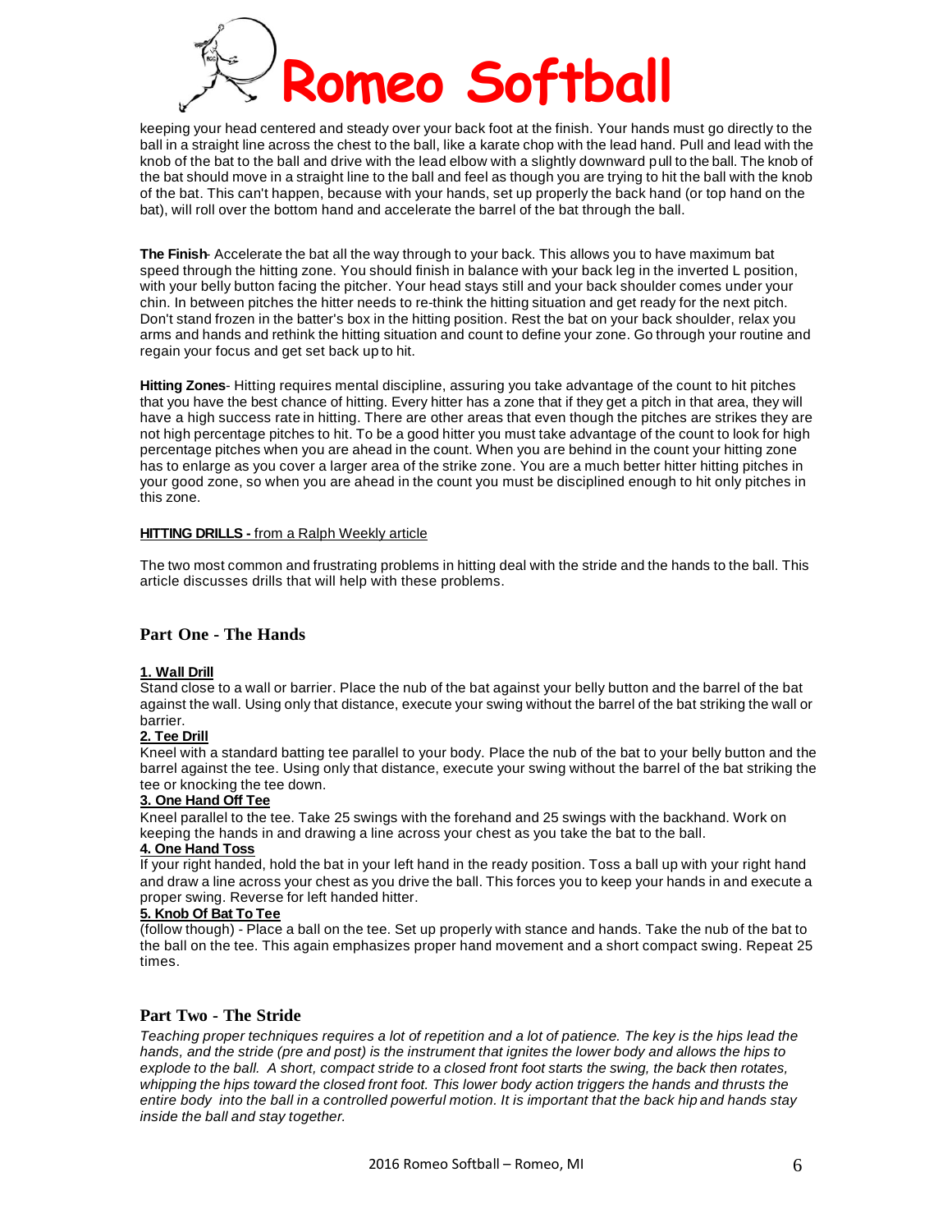keeping your head centered and steady over your back foot at the finish. Your hands must go directly to the ball in a straight line across the chest to the ball, like a karate chop with the lead hand. Pull and lead with the knob of the bat to the ball and drive with the lead elbow with a slightly downward pull to the ball. The knob of the bat should move in a straight line to the ball and feel as though you are trying to hit the ball with the knob of the bat. This can't happen, because with your hands, set up properly the back hand (or top hand on the bat), will roll over the bottom hand and accelerate the barrel of the bat through the ball.

**The Finish**- Accelerate the bat all the way through to your back. This allows you to have maximum bat speed through the hitting zone. You should finish in balance with your back leg in the inverted L position, with your belly button facing the pitcher. Your head stays still and your back shoulder comes under your chin. In between pitches the hitter needs to re-think the hitting situation and get ready for the next pitch. Don't stand frozen in the batter's box in the hitting position. Rest the bat on your back shoulder, relax you arms and hands and rethink the hitting situation and count to define your zone. Go through your routine and regain your focus and get set back up to hit.

**Hitting Zones**- Hitting requires mental discipline, assuring you take advantage of the count to hit pitches that you have the best chance of hitting. Every hitter has a zone that if they get a pitch in that area, they will have a high success rate in hitting. There are other areas that even though the pitches are strikes they are not high percentage pitches to hit. To be a good hitter you must take advantage of the count to look for high percentage pitches when you are ahead in the count. When you are behind in the count your hitting zone has to enlarge as you cover a larger area of the strike zone. You are a much better hitter hitting pitches in your good zone, so when you are ahead in the count you must be disciplined enough to hit only pitches in this zone.

**HITTING DRILLS -** from a Ralph Weekly article

The two most common and frustrating problems in hitting deal with the stride and the hands to the ball. This article discusses drills that will help with these problems.

## Part One - The Hands

**1. Wall Drill**
Stand close to a wall or barrier. Place the nub of the bat against your belly button and the barrel of the bat against the wall. Using only that distance, execute your swing without the barrel of the bat striking the wall or barrier.

**2. Tee Drill**
Kneel with a standard batting tee parallel to your body. Place the nub of the bat to your belly button and the barrel against the tee. Using only that distance, execute your swing without the barrel of the bat striking the tee or knocking the tee down.

**3. One Hand Off Tee**
Kneel parallel to the tee. Take 25 swings with the forehand and 25 swings with the backhand. Work on keeping the hands in and drawing a line across your chest as you take the bat to the ball.

**4. One Hand Toss**
If your right handed, hold the bat in your left hand in the ready position. Toss a ball up with your right hand and draw a line across your chest as you drive the ball. This forces you to keep your hands in and execute a proper swing. Reverse for left handed hitter.

**5. Knob Of Bat To Tee**
(follow though) - Place a ball on the tee. Set up properly with stance and hands. Take the nub of the bat to the ball on the tee. This again emphasizes proper hand movement and a short compact swing. Repeat 25 times.

## Part Two - The Stride

*Teaching proper techniques requires a lot of repetition and a lot of patience. The key is the hips lead the hands, and the stride (pre and post) is the instrument that ignites the lower body and allows the hips to explode to the ball. A short, compact stride to a closed front foot starts the swing, the back then rotates, whipping the hips toward the closed front foot. This lower body action triggers the hands and thrusts the entire body into the ball in a controlled powerful motion. It is important that the back hip and hands stay inside the ball and stay together.*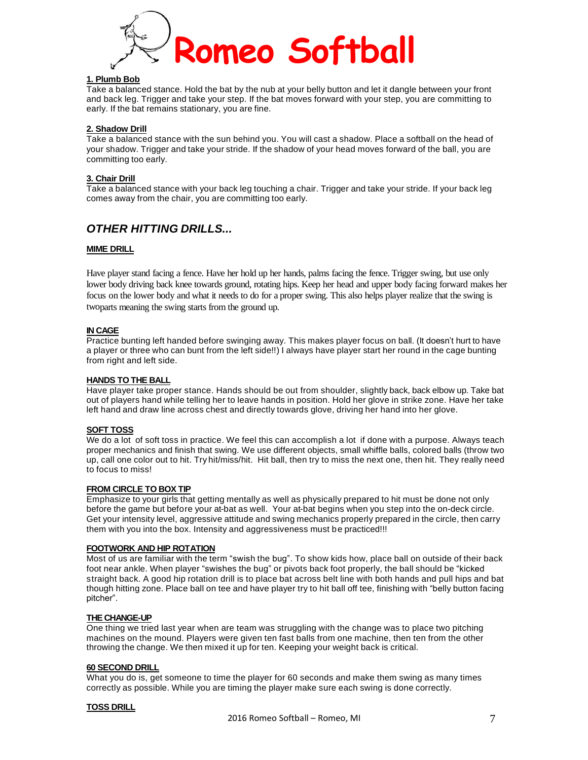# Romeo Softball

**1. Plumb Bob**

Take a balanced stance. Hold the bat by the nub at your belly button and let it dangle between your front and back leg. Trigger and take your step. If the bat moves forward with your step, you are committing to early. If the bat remains stationary, you are fine.

**2. Shadow Drill**

Take a balanced stance with the sun behind you. You will cast a shadow. Place a softball on the head of your shadow. Trigger and take your stride. If the shadow of your head moves forward of the ball, you are committing too early.

**3. Chair Drill**

Take a balanced stance with your back leg touching a chair. Trigger and take your stride. If your back leg comes away from the chair, you are committing too early.

## *OTHER HITTING DRILLS...*

**MIME DRILL**

Have player stand facing a fence. Have her hold up her hands, palms facing the fence. Trigger swing, but use only lower body driving back knee towards ground, rotating hips. Keep her head and upper body facing forward makes her focus on the lower body and what it needs to do for a proper swing. This also helps player realize that the swing is twoparts meaning the swing starts from the ground up.

**IN CAGE**

Practice bunting left handed before swinging away. This makes player focus on ball. (It doesn't hurt to have a player or three who can bunt from the left side!!) I always have player start her round in the cage bunting from right and left side.

**HANDS TO THE BALL**

Have player take proper stance. Hands should be out from shoulder, slightly back, back elbow up. Take bat out of players hand while telling her to leave hands in position. Hold her glove in strike zone. Have her take left hand and draw line across chest and directly towards glove, driving her hand into her glove.

**SOFT TOSS**

We do a lot of soft toss in practice. We feel this can accomplish a lot if done with a purpose. Always teach proper mechanics and finish that swing. We use different objects, small whiffle balls, colored balls (throw two up, call one color out to hit. Try hit/miss/hit. Hit ball, then try to miss the next one, then hit. They really need to focus to miss!

**FROM CIRCLE TO BOX TIP**

Emphasize to your girls that getting mentally as well as physically prepared to hit must be done not only before the game but before your at-bat as well. Your at-bat begins when you step into the on-deck circle. Get your intensity level, aggressive attitude and swing mechanics properly prepared in the circle, then carry them with you into the box. Intensity and aggressiveness must be practiced!!!

**FOOTWORK AND HIP ROTATION**

Most of us are familiar with the term "swish the bug". To show kids how, place ball on outside of their back foot near ankle. When player "swishes the bug" or pivots back foot properly, the ball should be "kicked straight back. A good hip rotation drill is to place bat across belt line with both hands and pull hips and bat though hitting zone. Place ball on tee and have player try to hit ball off tee, finishing with "belly button facing pitcher".

**THE CHANGE-UP**

One thing we tried last year when are team was struggling with the change was to place two pitching machines on the mound. Players were given ten fast balls from one machine, then ten from the other throwing the change. We then mixed it up for ten. Keeping your weight back is critical.

**60 SECOND DRILL**

What you do is, get someone to time the player for 60 seconds and make them swing as many times correctly as possible. While you are timing the player make sure each swing is done correctly.

**TOSS DRILL**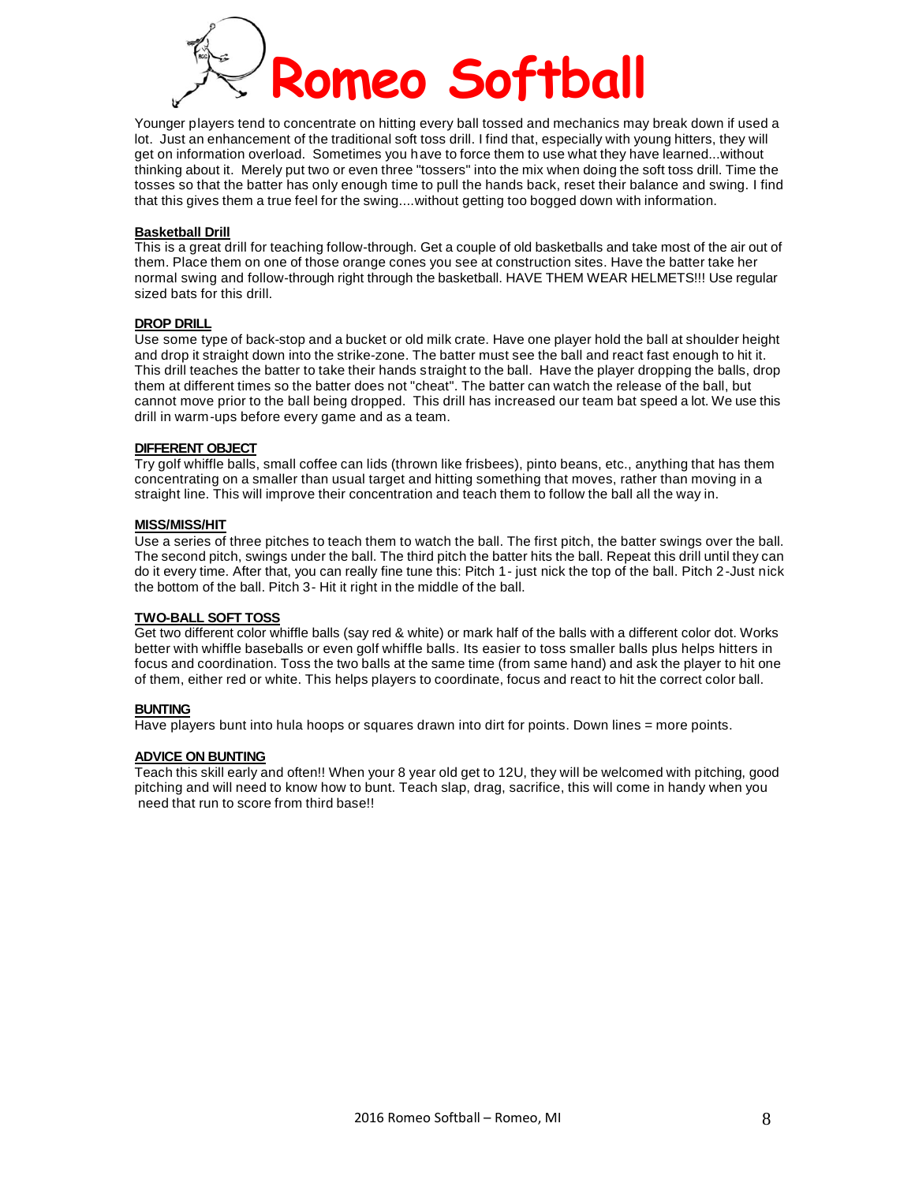Younger players tend to concentrate on hitting every ball tossed and mechanics may break down if used a lot. Just an enhancement of the traditional soft toss drill. I find that, especially with young hitters, they will get on information overload. Sometimes you have to force them to use what they have learned...without thinking about it. Merely put two or even three "tossers" into the mix when doing the soft toss drill. Time the tosses so that the batter has only enough time to pull the hands back, reset their balance and swing. I find that this gives them a true feel for the swing....without getting too bogged down with information.

**Basketball Drill**

This is a great drill for teaching follow-through. Get a couple of old basketballs and take most of the air out of them. Place them on one of those orange cones you see at construction sites. Have the batter take her normal swing and follow-through right through the basketball. HAVE THEM WEAR HELMETS!!! Use regular sized bats for this drill.

**DROP DRILL**

Use some type of back-stop and a bucket or old milk crate. Have one player hold the ball at shoulder height and drop it straight down into the strike-zone. The batter must see the ball and react fast enough to hit it. This drill teaches the batter to take their hands straight to the ball. Have the player dropping the balls, drop them at different times so the batter does not "cheat". The batter can watch the release of the ball, but cannot move prior to the ball being dropped. This drill has increased our team bat speed a lot. We use this drill in warm-ups before every game and as a team.

**DIFFERENT OBJECT**

Try golf whiffle balls, small coffee can lids (thrown like frisbees), pinto beans, etc., anything that has them concentrating on a smaller than usual target and hitting something that moves, rather than moving in a straight line. This will improve their concentration and teach them to follow the ball all the way in.

**MISS/MISS/HIT**

Use a series of three pitches to teach them to watch the ball. The first pitch, the batter swings over the ball. The second pitch, swings under the ball. The third pitch the batter hits the ball. Repeat this drill until they can do it every time. After that, you can really fine tune this: Pitch 1- just nick the top of the ball. Pitch 2-Just nick the bottom of the ball. Pitch 3- Hit it right in the middle of the ball.

**TWO-BALL SOFT TOSS**

Get two different color whiffle balls (say red & white) or mark half of the balls with a different color dot. Works better with whiffle baseballs or even golf whiffle balls. Its easier to toss smaller balls plus helps hitters in focus and coordination. Toss the two balls at the same time (from same hand) and ask the player to hit one of them, either red or white. This helps players to coordinate, focus and react to hit the correct color ball.

**BUNTING**

Have players bunt into hula hoops or squares drawn into dirt for points. Down lines = more points.

**ADVICE ON BUNTING**

Teach this skill early and often!! When your 8 year old get to 12U, they will be welcomed with pitching, good pitching and will need to know how to bunt. Teach slap, drag, sacrifice, this will come in handy when you need that run to score from third base!!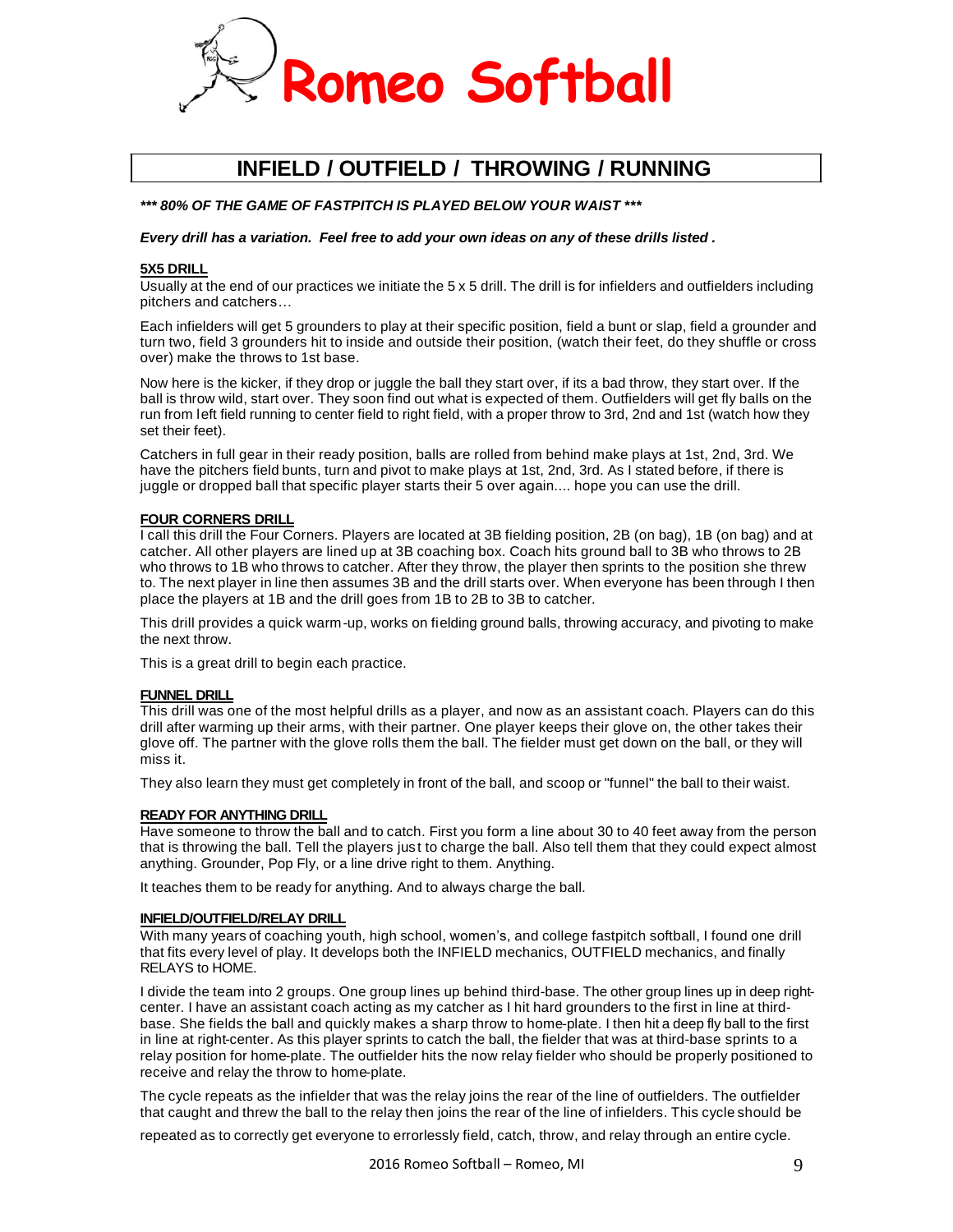# Romeo Softball

## INFIELD / OUTFIELD / THROWING / RUNNING

***\*\*\* 80% OF THE GAME OF FASTPITCH IS PLAYED BELOW YOUR WAIST \*\*\****

***Every drill has a variation. Feel free to add your own ideas on any of these drills listed .***

### 5X5 DRILL

Usually at the end of our practices we initiate the 5 x 5 drill. The drill is for infielders and outfielders including pitchers and catchers…

Each infielders will get 5 grounders to play at their specific position, field a bunt or slap, field a grounder and turn two, field 3 grounders hit to inside and outside their position, (watch their feet, do they shuffle or cross over) make the throws to 1st base.

Now here is the kicker, if they drop or juggle the ball they start over, if its a bad throw, they start over. If the ball is throw wild, start over. They soon find out what is expected of them. Outfielders will get fly balls on the run from left field running to center field to right field, with a proper throw to 3rd, 2nd and 1st (watch how they set their feet).

Catchers in full gear in their ready position, balls are rolled from behind make plays at 1st, 2nd, 3rd. We have the pitchers field bunts, turn and pivot to make plays at 1st, 2nd, 3rd. As I stated before, if there is juggle or dropped ball that specific player starts their 5 over again.... hope you can use the drill.

### FOUR CORNERS DRILL

I call this drill the Four Corners. Players are located at 3B fielding position, 2B (on bag), 1B (on bag) and at catcher. All other players are lined up at 3B coaching box. Coach hits ground ball to 3B who throws to 2B who throws to 1B who throws to catcher. After they throw, the player then sprints to the position she threw to. The next player in line then assumes 3B and the drill starts over. When everyone has been through I then place the players at 1B and the drill goes from 1B to 2B to 3B to catcher.

This drill provides a quick warm-up, works on fielding ground balls, throwing accuracy, and pivoting to make the next throw.

This is a great drill to begin each practice.

### FUNNEL DRILL

This drill was one of the most helpful drills as a player, and now as an assistant coach. Players can do this drill after warming up their arms, with their partner. One player keeps their glove on, the other takes their glove off. The partner with the glove rolls them the ball. The fielder must get down on the ball, or they will miss it.

They also learn they must get completely in front of the ball, and scoop or "funnel" the ball to their waist.

### READY FOR ANYTHING DRILL

Have someone to throw the ball and to catch. First you form a line about 30 to 40 feet away from the person that is throwing the ball. Tell the players just to charge the ball. Also tell them that they could expect almost anything. Grounder, Pop Fly, or a line drive right to them. Anything.

It teaches them to be ready for anything. And to always charge the ball.

### INFIELD/OUTFIELD/RELAY DRILL

With many years of coaching youth, high school, women's, and college fastpitch softball, I found one drill that fits every level of play. It develops both the INFIELD mechanics, OUTFIELD mechanics, and finally RELAYS to HOME.

I divide the team into 2 groups. One group lines up behind third-base. The other group lines up in deep right-center. I have an assistant coach acting as my catcher as I hit hard grounders to the first in line at third-base. She fields the ball and quickly makes a sharp throw to home-plate. I then hit a deep fly ball to the first in line at right-center. As this player sprints to catch the ball, the fielder that was at third-base sprints to a relay position for home-plate. The outfielder hits the now relay fielder who should be properly positioned to receive and relay the throw to home-plate.

The cycle repeats as the infielder that was the relay joins the rear of the line of outfielders. The outfielder that caught and threw the ball to the relay then joins the rear of the line of infielders. This cycle should be repeated as to correctly get everyone to errorlessly field, catch, throw, and relay through an entire cycle.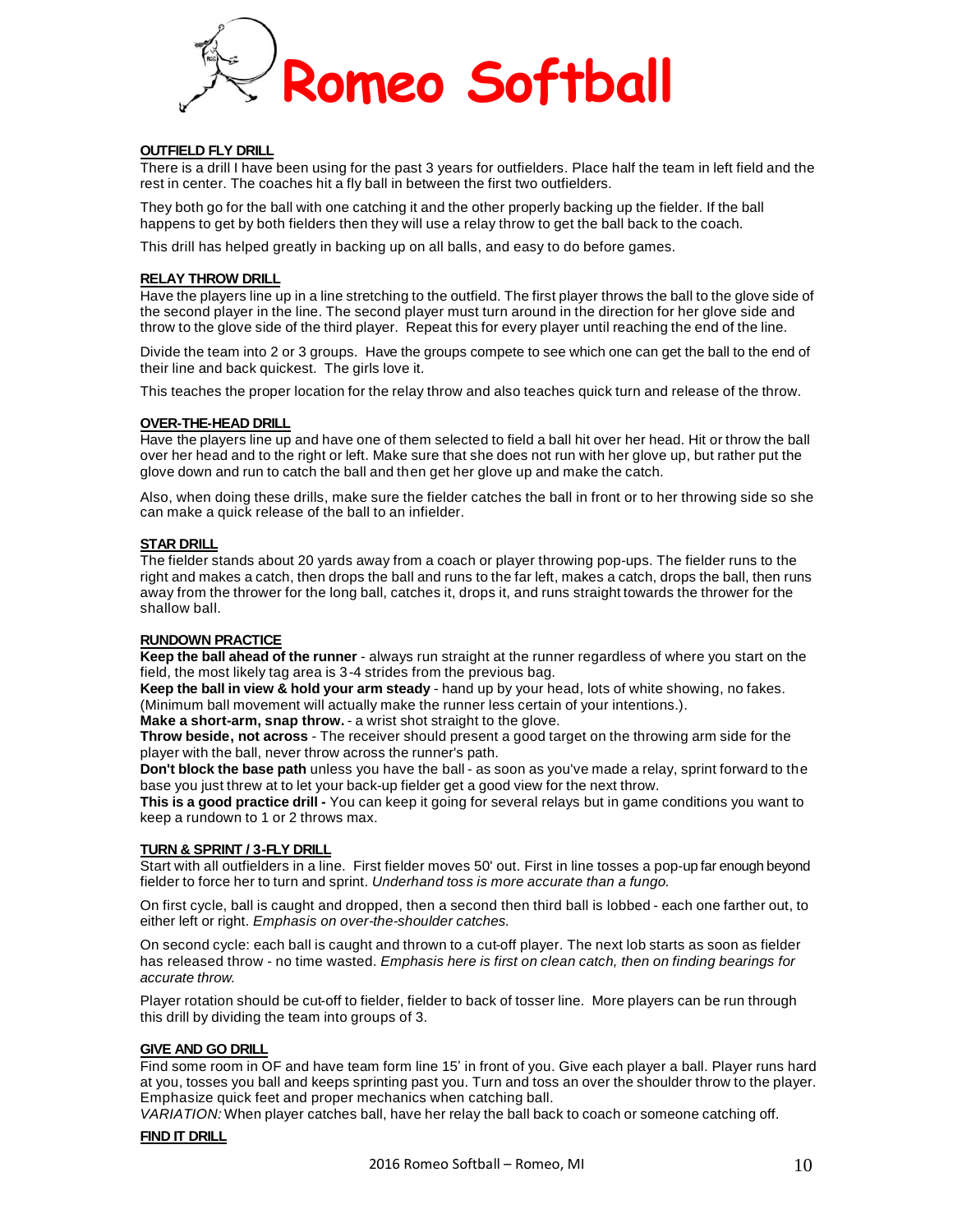**OUTFIELD FLY DRILL**

There is a drill I have been using for the past 3 years for outfielders. Place half the team in left field and the rest in center. The coaches hit a fly ball in between the first two outfielders.

They both go for the ball with one catching it and the other properly backing up the fielder. If the ball happens to get by both fielders then they will use a relay throw to get the ball back to the coach.

This drill has helped greatly in backing up on all balls, and easy to do before games.

**RELAY THROW DRILL**

Have the players line up in a line stretching to the outfield. The first player throws the ball to the glove side of the second player in the line. The second player must turn around in the direction for her glove side and throw to the glove side of the third player. Repeat this for every player until reaching the end of the line.

Divide the team into 2 or 3 groups. Have the groups compete to see which one can get the ball to the end of their line and back quickest. The girls love it.

This teaches the proper location for the relay throw and also teaches quick turn and release of the throw.

**OVER-THE-HEAD DRILL**

Have the players line up and have one of them selected to field a ball hit over her head. Hit or throw the ball over her head and to the right or left. Make sure that she does not run with her glove up, but rather put the glove down and run to catch the ball and then get her glove up and make the catch.

Also, when doing these drills, make sure the fielder catches the ball in front or to her throwing side so she can make a quick release of the ball to an infielder.

**STAR DRILL**

The fielder stands about 20 yards away from a coach or player throwing pop-ups. The fielder runs to the right and makes a catch, then drops the ball and runs to the far left, makes a catch, drops the ball, then runs away from the thrower for the long ball, catches it, drops it, and runs straight towards the thrower for the shallow ball.

**RUNDOWN PRACTICE**

**Keep the ball ahead of the runner** - always run straight at the runner regardless of where you start on the field, the most likely tag area is 3-4 strides from the previous bag.
**Keep the ball in view & hold your arm steady** - hand up by your head, lots of white showing, no fakes. (Minimum ball movement will actually make the runner less certain of your intentions.).
**Make a short-arm, snap throw.** - a wrist shot straight to the glove.
**Throw beside, not across** - The receiver should present a good target on the throwing arm side for the player with the ball, never throw across the runner's path.
**Don't block the base path** unless you have the ball - as soon as you've made a relay, sprint forward to the base you just threw at to let your back-up fielder get a good view for the next throw.
**This is a good practice drill -** You can keep it going for several relays but in game conditions you want to keep a rundown to 1 or 2 throws max.

**TURN & SPRINT / 3-FLY DRILL**

Start with all outfielders in a line. First fielder moves 50' out. First in line tosses a pop-up far enough beyond fielder to force her to turn and sprint. *Underhand toss is more accurate than a fungo.*

On first cycle, ball is caught and dropped, then a second then third ball is lobbed - each one farther out, to either left or right. *Emphasis on over-the-shoulder catches.*

On second cycle: each ball is caught and thrown to a cut-off player. The next lob starts as soon as fielder has released throw - no time wasted. *Emphasis here is first on clean catch, then on finding bearings for accurate throw.*

Player rotation should be cut-off to fielder, fielder to back of tosser line. More players can be run through this drill by dividing the team into groups of 3.

**GIVE AND GO DRILL**

Find some room in OF and have team form line 15' in front of you. Give each player a ball. Player runs hard at you, tosses you ball and keeps sprinting past you. Turn and toss an over the shoulder throw to the player. Emphasize quick feet and proper mechanics when catching ball.
*VARIATION:* When player catches ball, have her relay the ball back to coach or someone catching off.

**FIND IT DRILL**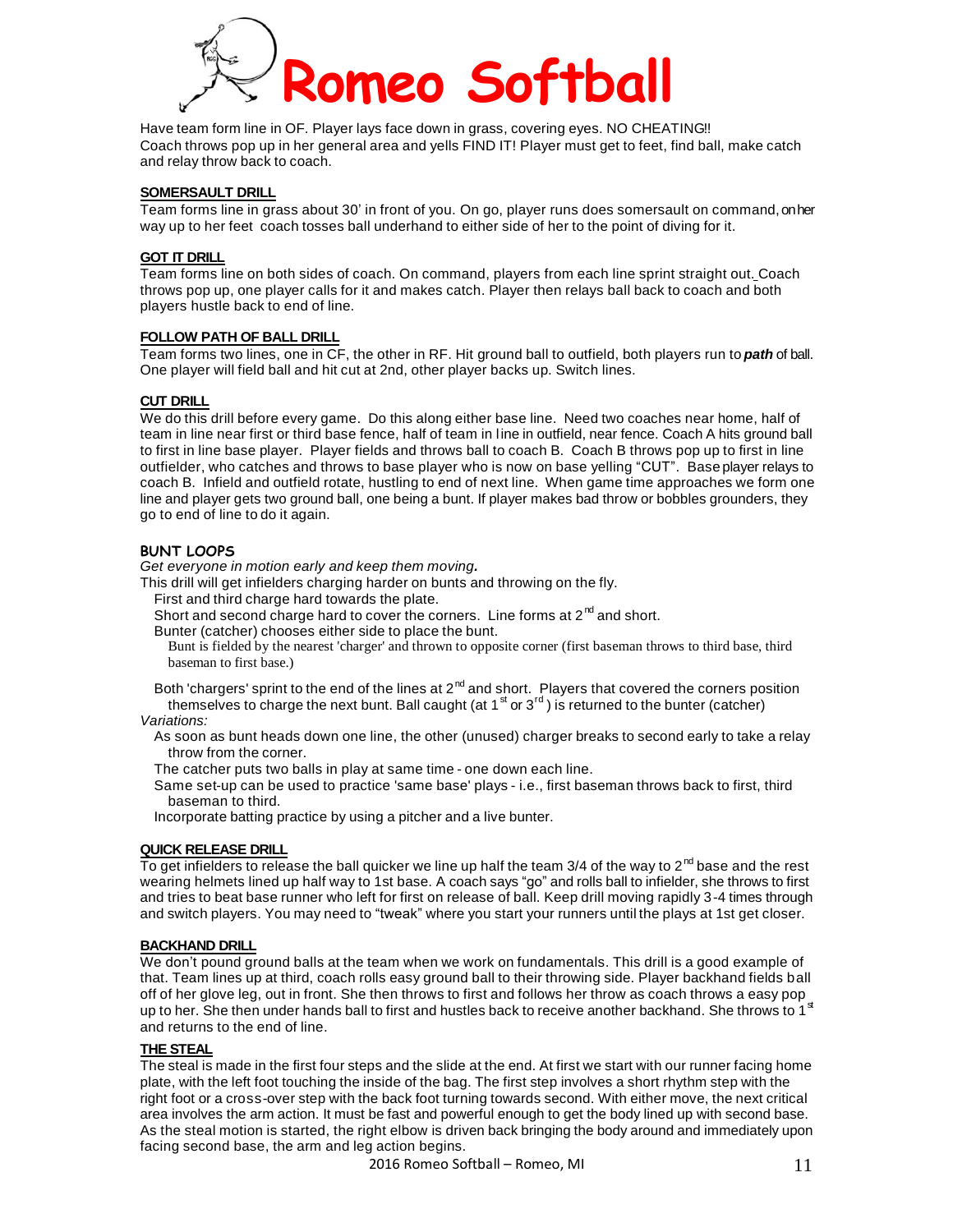Have team form line in OF. Player lays face down in grass, covering eyes. NO CHEATING!! Coach throws pop up in her general area and yells FIND IT! Player must get to feet, find ball, make catch and relay throw back to coach.

**SOMERSAULT DRILL**

Team forms line in grass about 30' in front of you. On go, player runs does somersault on command, on her way up to her feet coach tosses ball underhand to either side of her to the point of diving for it.

**GOT IT DRILL**

Team forms line on both sides of coach. On command, players from each line sprint straight out. Coach throws pop up, one player calls for it and makes catch. Player then relays ball back to coach and both players hustle back to end of line.

**FOLLOW PATH OF BALL DRILL**

Team forms two lines, one in CF, the other in RF. Hit ground ball to outfield, both players run to ***path*** of ball. One player will field ball and hit cut at 2nd, other player backs up. Switch lines.

**CUT DRILL**

We do this drill before every game. Do this along either base line. Need two coaches near home, half of team in line near first or third base fence, half of team in line in outfield, near fence. Coach A hits ground ball to first in line base player. Player fields and throws ball to coach B. Coach B throws pop up to first in line outfielder, who catches and throws to base player who is now on base yelling "CUT". Base player relays to coach B. Infield and outfield rotate, hustling to end of next line. When game time approaches we form one line and player gets two ground ball, one being a bunt. If player makes bad throw or bobbles grounders, they go to end of line to do it again.

**BUNT LOOPS**

*Get everyone in motion early and keep them moving.*

This drill will get infielders charging harder on bunts and throwing on the fly.

- First and third charge hard towards the plate.
- Short and second charge hard to cover the corners. Line forms at 2nd and short.
- Bunter (catcher) chooses either side to place the bunt.
  - Bunt is fielded by the nearest 'charger' and thrown to opposite corner (first baseman throws to third base, third baseman to first base.)
- Both 'chargers' sprint to the end of the lines at 2nd and short. Players that covered the corners position themselves to charge the next bunt. Ball caught (at 1st or 3rd ) is returned to the bunter (catcher)

*Variations:*

- As soon as bunt heads down one line, the other (unused) charger breaks to second early to take a relay throw from the corner.
- The catcher puts two balls in play at same time - one down each line.
- Same set-up can be used to practice 'same base' plays - i.e., first baseman throws back to first, third baseman to third.
- Incorporate batting practice by using a pitcher and a live bunter.

**QUICK RELEASE DRILL**

To get infielders to release the ball quicker we line up half the team 3/4 of the way to 2nd base and the rest wearing helmets lined up half way to 1st base. A coach says "go" and rolls ball to infielder, she throws to first and tries to beat base runner who left for first on release of ball. Keep drill moving rapidly 3-4 times through and switch players. You may need to "tweak" where you start your runners until the plays at 1st get closer.

**BACKHAND DRILL**

We don't pound ground balls at the team when we work on fundamentals. This drill is a good example of that. Team lines up at third, coach rolls easy ground ball to their throwing side. Player backhand fields ball off of her glove leg, out in front. She then throws to first and follows her throw as coach throws a easy pop up to her. She then under hands ball to first and hustles back to receive another backhand. She throws to 1st and returns to the end of line.

**THE STEAL**

The steal is made in the first four steps and the slide at the end. At first we start with our runner facing home plate, with the left foot touching the inside of the bag. The first step involves a short rhythm step with the right foot or a cross-over step with the back foot turning towards second. With either move, the next critical area involves the arm action. It must be fast and powerful enough to get the body lined up with second base. As the steal motion is started, the right elbow is driven back bringing the body around and immediately upon facing second base, the arm and leg action begins.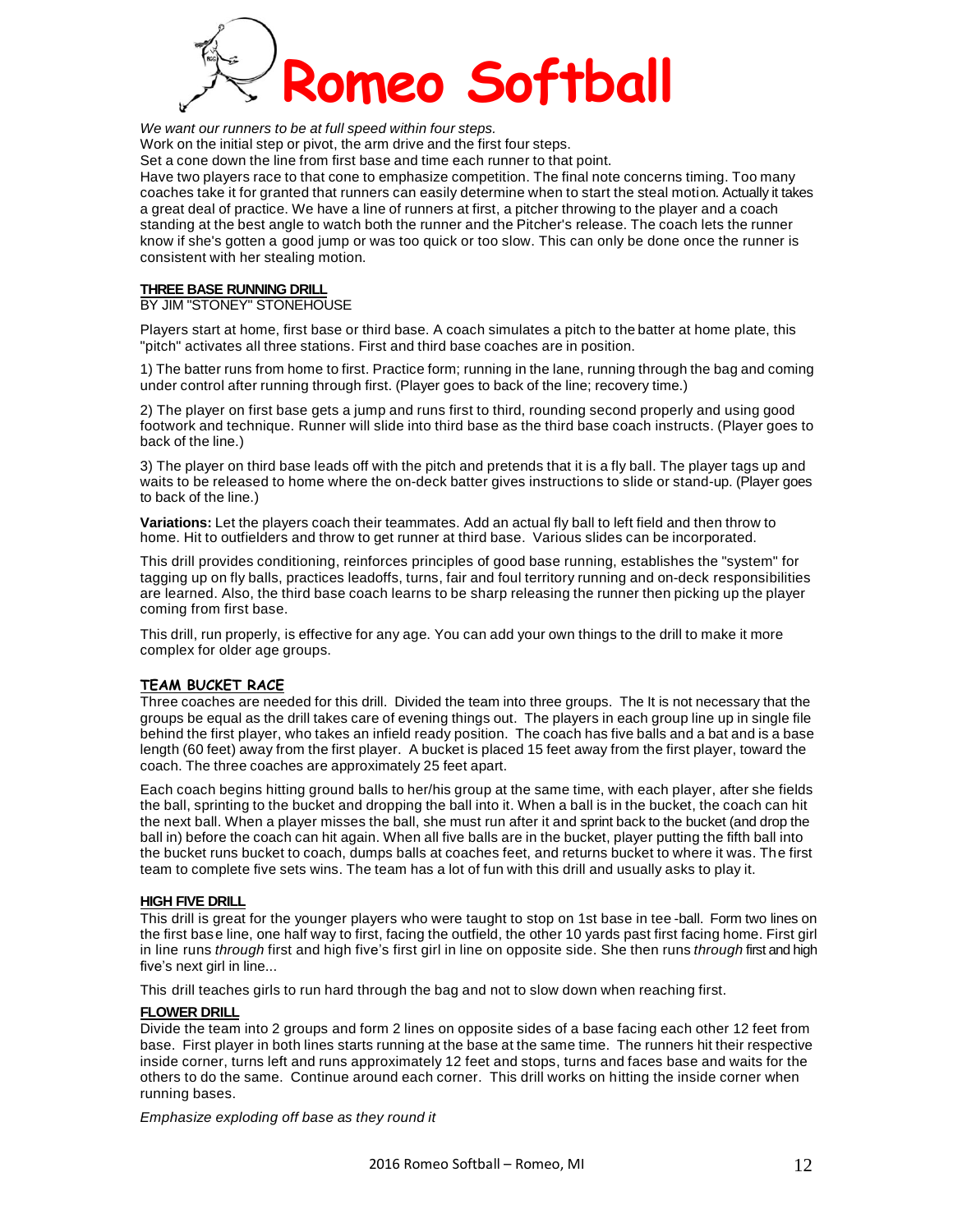*We want our runners to be at full speed within four steps.*

Work on the initial step or pivot, the arm drive and the first four steps.

Set a cone down the line from first base and time each runner to that point.

Have two players race to that cone to emphasize competition. The final note concerns timing. Too many coaches take it for granted that runners can easily determine when to start the steal motion. Actually it takes a great deal of practice. We have a line of runners at first, a pitcher throwing to the player and a coach standing at the best angle to watch both the runner and the Pitcher's release. The coach lets the runner know if she's gotten a good jump or was too quick or too slow. This can only be done once the runner is consistent with her stealing motion.

## THREE BASE RUNNING DRILL

BY JIM "STONEY" STONEHOUSE

Players start at home, first base or third base. A coach simulates a pitch to the batter at home plate, this "pitch" activates all three stations. First and third base coaches are in position.

1) The batter runs from home to first. Practice form; running in the lane, running through the bag and coming under control after running through first. (Player goes to back of the line; recovery time.)

2) The player on first base gets a jump and runs first to third, rounding second properly and using good footwork and technique. Runner will slide into third base as the third base coach instructs. (Player goes to back of the line.)

3) The player on third base leads off with the pitch and pretends that it is a fly ball. The player tags up and waits to be released to home where the on-deck batter gives instructions to slide or stand-up. (Player goes to back of the line.)

**Variations:** Let the players coach their teammates. Add an actual fly ball to left field and then throw to home. Hit to outfielders and throw to get runner at third base. Various slides can be incorporated.

This drill provides conditioning, reinforces principles of good base running, establishes the "system" for tagging up on fly balls, practices leadoffs, turns, fair and foul territory running and on-deck responsibilities are learned. Also, the third base coach learns to be sharp releasing the runner then picking up the player coming from first base.

This drill, run properly, is effective for any age. You can add your own things to the drill to make it more complex for older age groups.

## TEAM BUCKET RACE

Three coaches are needed for this drill. Divided the team into three groups. The It is not necessary that the groups be equal as the drill takes care of evening things out. The players in each group line up in single file behind the first player, who takes an infield ready position. The coach has five balls and a bat and is a base length (60 feet) away from the first player. A bucket is placed 15 feet away from the first player, toward the coach. The three coaches are approximately 25 feet apart.

Each coach begins hitting ground balls to her/his group at the same time, with each player, after she fields the ball, sprinting to the bucket and dropping the ball into it. When a ball is in the bucket, the coach can hit the next ball. When a player misses the ball, she must run after it and sprint back to the bucket (and drop the ball in) before the coach can hit again. When all five balls are in the bucket, player putting the fifth ball into the bucket runs bucket to coach, dumps balls at coaches feet, and returns bucket to where it was. The first team to complete five sets wins. The team has a lot of fun with this drill and usually asks to play it.

## HIGH FIVE DRILL

This drill is great for the younger players who were taught to stop on 1st base in tee -ball. Form two lines on the first base line, one half way to first, facing the outfield, the other 10 yards past first facing home. First girl in line runs *through* first and high five's first girl in line on opposite side. She then runs *through* first and high five's next girl in line...

This drill teaches girls to run hard through the bag and not to slow down when reaching first.

## FLOWER DRILL

Divide the team into 2 groups and form 2 lines on opposite sides of a base facing each other 12 feet from base. First player in both lines starts running at the base at the same time. The runners hit their respective inside corner, turns left and runs approximately 12 feet and stops, turns and faces base and waits for the others to do the same. Continue around each corner. This drill works on hitting the inside corner when running bases.

*Emphasize exploding off base as they round it*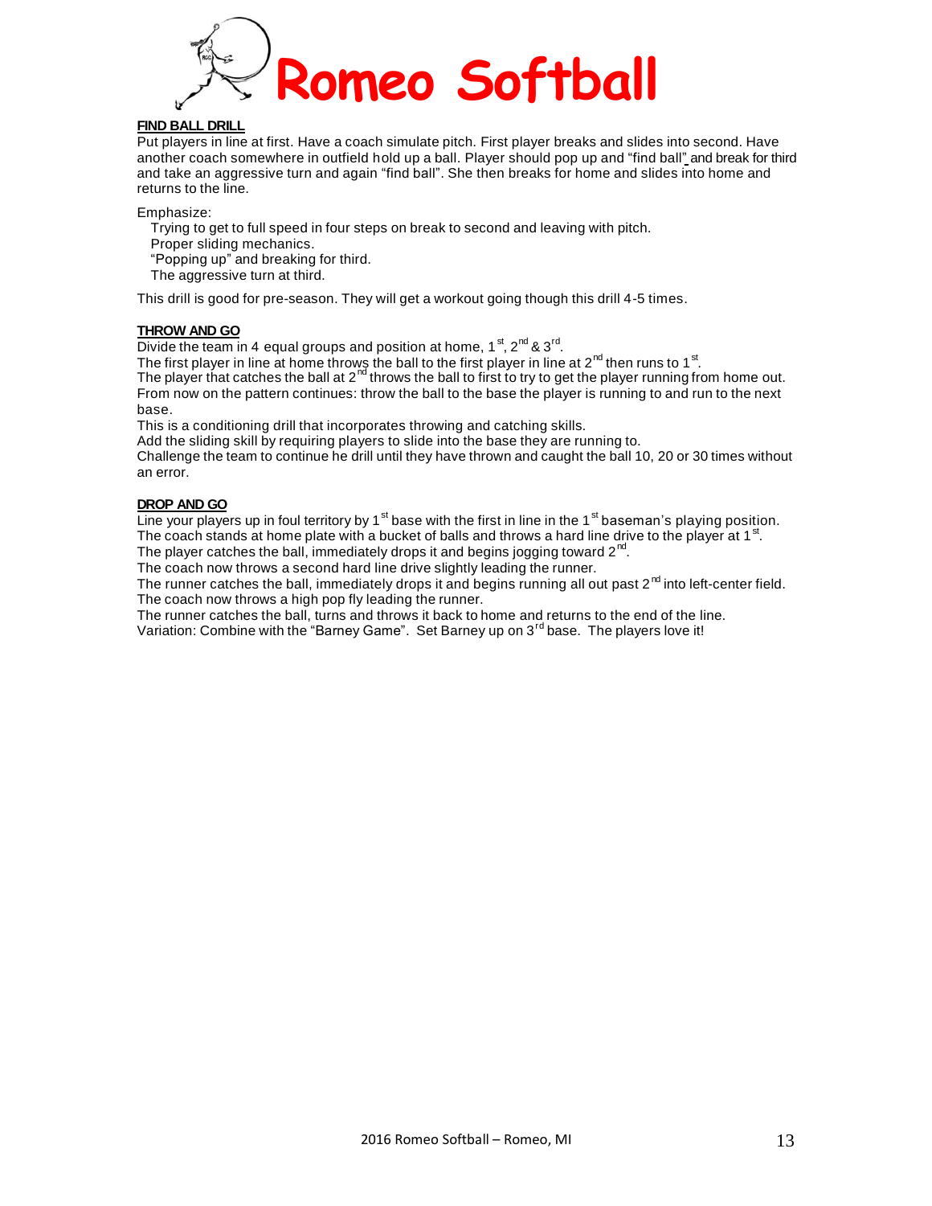# Romeo Softball

**FIND BALL DRILL**

Put players in line at first. Have a coach simulate pitch. First player breaks and slides into second. Have another coach somewhere in outfield hold up a ball. Player should pop up and "find ball" and break for third and take an aggressive turn and again "find ball". She then breaks for home and slides into home and returns to the line.

Emphasize:

- Trying to get to full speed in four steps on break to second and leaving with pitch.
- Proper sliding mechanics.
- "Popping up" and breaking for third.
- The aggressive turn at third.

This drill is good for pre-season. They will get a workout going though this drill 4-5 times.

**THROW AND GO**

Divide the team in 4 equal groups and position at home, 1st, 2nd & 3rd.
The first player in line at home throws the ball to the first player in line at 2nd then runs to 1st.
The player that catches the ball at 2nd throws the ball to first to try to get the player running from home out.
From now on the pattern continues: throw the ball to the base the player is running to and run to the next base.
This is a conditioning drill that incorporates throwing and catching skills.
Add the sliding skill by requiring players to slide into the base they are running to.
Challenge the team to continue he drill until they have thrown and caught the ball 10, 20 or 30 times without an error.

**DROP AND GO**

Line your players up in foul territory by 1st base with the first in line in the 1st baseman's playing position.
The coach stands at home plate with a bucket of balls and throws a hard line drive to the player at 1st.
The player catches the ball, immediately drops it and begins jogging toward 2nd.
The coach now throws a second hard line drive slightly leading the runner.
The runner catches the ball, immediately drops it and begins running all out past 2nd into left-center field.
The coach now throws a high pop fly leading the runner.
The runner catches the ball, turns and throws it back to home and returns to the end of the line.
Variation: Combine with the "Barney Game". Set Barney up on 3rd base. The players love it!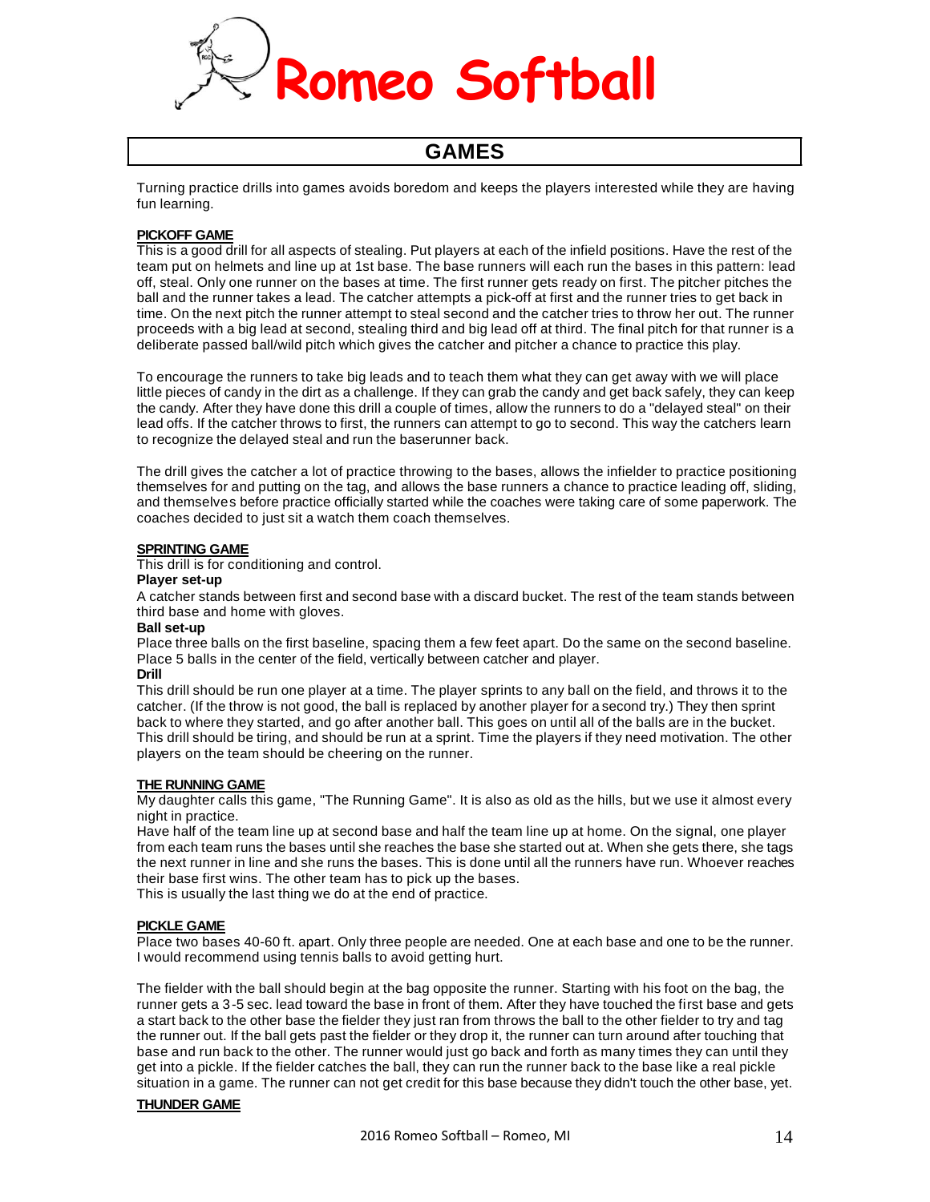# Romeo Softball

## GAMES

Turning practice drills into games avoids boredom and keeps the players interested while they are having fun learning.

**PICKOFF GAME**

This is a good drill for all aspects of stealing. Put players at each of the infield positions. Have the rest of the team put on helmets and line up at 1st base. The base runners will each run the bases in this pattern: lead off, steal. Only one runner on the bases at time. The first runner gets ready on first. The pitcher pitches the ball and the runner takes a lead. The catcher attempts a pick-off at first and the runner tries to get back in time. On the next pitch the runner attempt to steal second and the catcher tries to throw her out. The runner proceeds with a big lead at second, stealing third and big lead off at third. The final pitch for that runner is a deliberate passed ball/wild pitch which gives the catcher and pitcher a chance to practice this play.

To encourage the runners to take big leads and to teach them what they can get away with we will place little pieces of candy in the dirt as a challenge. If they can grab the candy and get back safely, they can keep the candy. After they have done this drill a couple of times, allow the runners to do a "delayed steal" on their lead offs. If the catcher throws to first, the runners can attempt to go to second. This way the catchers learn to recognize the delayed steal and run the baserunner back.

The drill gives the catcher a lot of practice throwing to the bases, allows the infielder to practice positioning themselves for and putting on the tag, and allows the base runners a chance to practice leading off, sliding, and themselves before practice officially started while the coaches were taking care of some paperwork. The coaches decided to just sit a watch them coach themselves.

**SPRINTING GAME**

This drill is for conditioning and control.

**Player set-up**

A catcher stands between first and second base with a discard bucket. The rest of the team stands between third base and home with gloves.

**Ball set-up**

Place three balls on the first baseline, spacing them a few feet apart. Do the same on the second baseline. Place 5 balls in the center of the field, vertically between catcher and player.

**Drill**

This drill should be run one player at a time. The player sprints to any ball on the field, and throws it to the catcher. (If the throw is not good, the ball is replaced by another player for a second try.) They then sprint back to where they started, and go after another ball. This goes on until all of the balls are in the bucket. This drill should be tiring, and should be run at a sprint. Time the players if they need motivation. The other players on the team should be cheering on the runner.

**THE RUNNING GAME**

My daughter calls this game, "The Running Game". It is also as old as the hills, but we use it almost every night in practice.

Have half of the team line up at second base and half the team line up at home. On the signal, one player from each team runs the bases until she reaches the base she started out at. When she gets there, she tags the next runner in line and she runs the bases. This is done until all the runners have run. Whoever reaches their base first wins. The other team has to pick up the bases.

This is usually the last thing we do at the end of practice.

**PICKLE GAME**

Place two bases 40-60 ft. apart. Only three people are needed. One at each base and one to be the runner. I would recommend using tennis balls to avoid getting hurt.

The fielder with the ball should begin at the bag opposite the runner. Starting with his foot on the bag, the runner gets a 3-5 sec. lead toward the base in front of them. After they have touched the first base and gets a start back to the other base the fielder they just ran from throws the ball to the other fielder to try and tag the runner out. If the ball gets past the fielder or they drop it, the runner can turn around after touching that base and run back to the other. The runner would just go back and forth as many times they can until they get into a pickle. If the fielder catches the ball, they can run the runner back to the base like a real pickle situation in a game. The runner can not get credit for this base because they didn't touch the other base, yet.

**THUNDER GAME**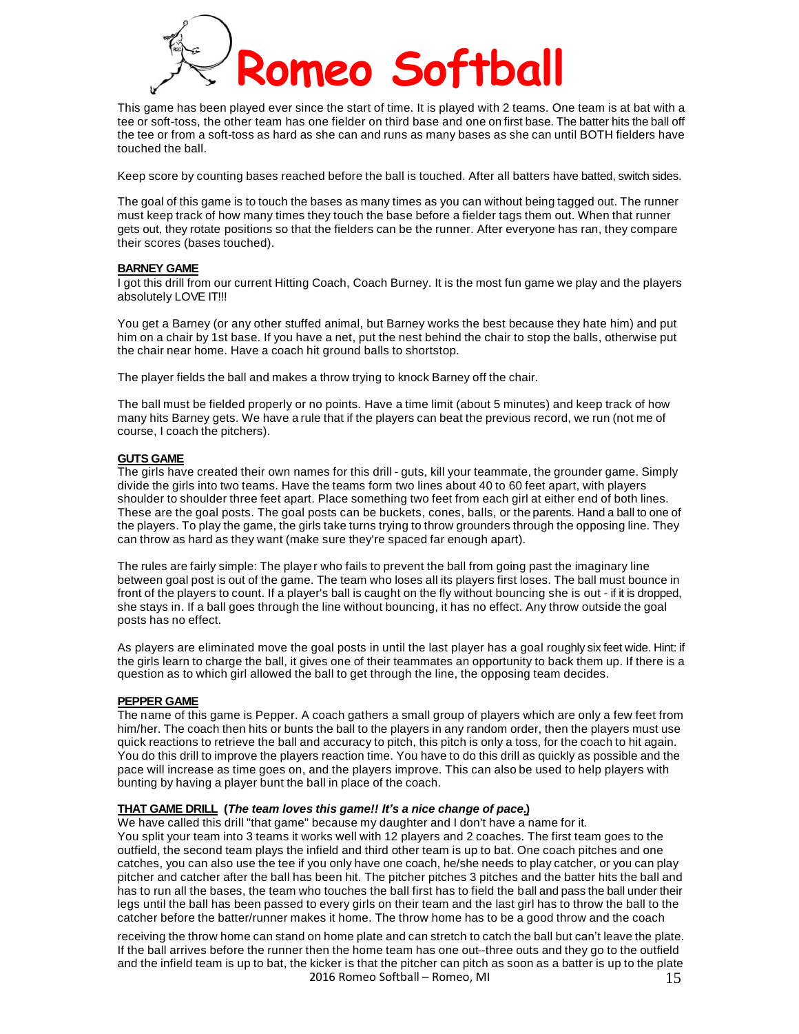This game has been played ever since the start of time. It is played with 2 teams. One team is at bat with a tee or soft-toss, the other team has one fielder on third base and one on first base. The batter hits the ball off the tee or from a soft-toss as hard as she can and runs as many bases as she can until BOTH fielders have touched the ball.

Keep score by counting bases reached before the ball is touched. After all batters have batted, switch sides.

The goal of this game is to touch the bases as many times as you can without being tagged out. The runner must keep track of how many times they touch the base before a fielder tags them out. When that runner gets out, they rotate positions so that the fielders can be the runner. After everyone has ran, they compare their scores (bases touched).

**BARNEY GAME**

I got this drill from our current Hitting Coach, Coach Burney. It is the most fun game we play and the players absolutely LOVE IT!!!

You get a Barney (or any other stuffed animal, but Barney works the best because they hate him) and put him on a chair by 1st base. If you have a net, put the nest behind the chair to stop the balls, otherwise put the chair near home. Have a coach hit ground balls to shortstop.

The player fields the ball and makes a throw trying to knock Barney off the chair.

The ball must be fielded properly or no points. Have a time limit (about 5 minutes) and keep track of how many hits Barney gets. We have a rule that if the players can beat the previous record, we run (not me of course, I coach the pitchers).

**GUTS GAME**

The girls have created their own names for this drill - guts, kill your teammate, the grounder game. Simply divide the girls into two teams. Have the teams form two lines about 40 to 60 feet apart, with players shoulder to shoulder three feet apart. Place something two feet from each girl at either end of both lines. These are the goal posts. The goal posts can be buckets, cones, balls, or the parents. Hand a ball to one of the players. To play the game, the girls take turns trying to throw grounders through the opposing line. They can throw as hard as they want (make sure they're spaced far enough apart).

The rules are fairly simple: The player who fails to prevent the ball from going past the imaginary line between goal post is out of the game. The team who loses all its players first loses. The ball must bounce in front of the players to count. If a player's ball is caught on the fly without bouncing she is out - if it is dropped, she stays in. If a ball goes through the line without bouncing, it has no effect. Any throw outside the goal posts has no effect.

As players are eliminated move the goal posts in until the last player has a goal roughly six feet wide. Hint: if the girls learn to charge the ball, it gives one of their teammates an opportunity to back them up. If there is a question as to which girl allowed the ball to get through the line, the opposing team decides.

**PEPPER GAME**

The name of this game is Pepper. A coach gathers a small group of players which are only a few feet from him/her. The coach then hits or bunts the ball to the players in any random order, then the players must use quick reactions to retrieve the ball and accuracy to pitch, this pitch is only a toss, for the coach to hit again. You do this drill to improve the players reaction time. You have to do this drill as quickly as possible and the pace will increase as time goes on, and the players improve. This can also be used to help players with bunting by having a player bunt the ball in place of the coach.

**THAT GAME DRILL (*The team loves this game!! It's a nice change of pace.*)**

We have called this drill "that game" because my daughter and I don't have a name for it.
You split your team into 3 teams it works well with 12 players and 2 coaches. The first team goes to the outfield, the second team plays the infield and third other team is up to bat. One coach pitches and one catches, you can also use the tee if you only have one coach, he/she needs to play catcher, or you can play pitcher and catcher after the ball has been hit. The pitcher pitches 3 pitches and the batter hits the ball and has to run all the bases, the team who touches the ball first has to field the ball and pass the ball under their legs until the ball has been passed to every girls on their team and the last girl has to throw the ball to the catcher before the batter/runner makes it home. The throw home has to be a good throw and the coach receiving the throw home can stand on home plate and can stretch to catch the ball but can't leave the plate. If the ball arrives before the runner then the home team has one out--three outs and they go to the outfield and the infield team is up to bat, the kicker is that the pitcher can pitch as soon as a batter is up to the plate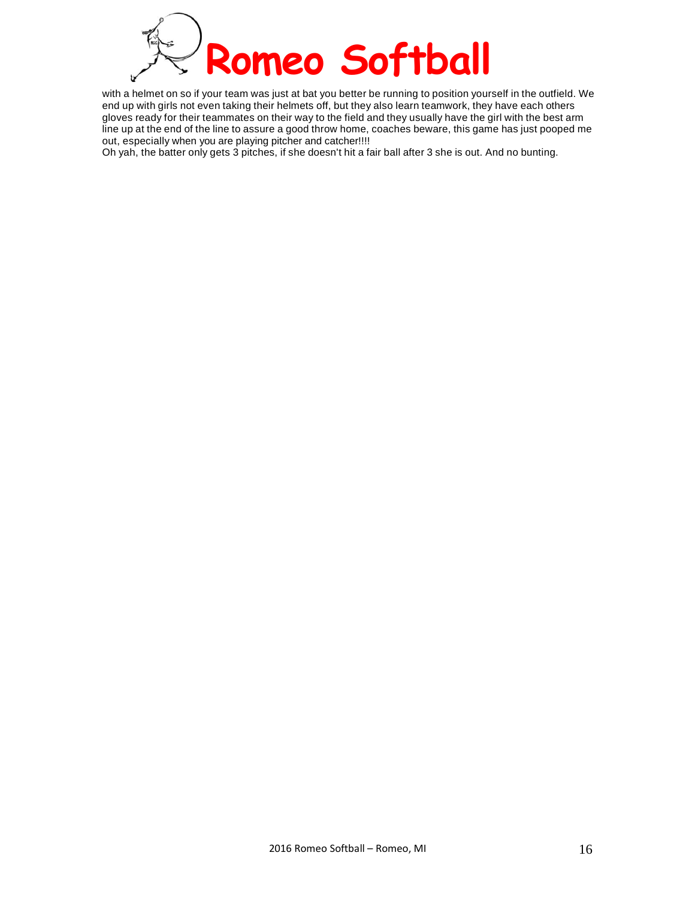with a helmet on so if your team was just at bat you better be running to position yourself in the outfield. We end up with girls not even taking their helmets off, but they also learn teamwork, they have each others gloves ready for their teammates on their way to the field and they usually have the girl with the best arm line up at the end of the line to assure a good throw home, coaches beware, this game has just pooped me out, especially when you are playing pitcher and catcher!!!!

Oh yah, the batter only gets 3 pitches, if she doesn't hit a fair ball after 3 she is out. And no bunting.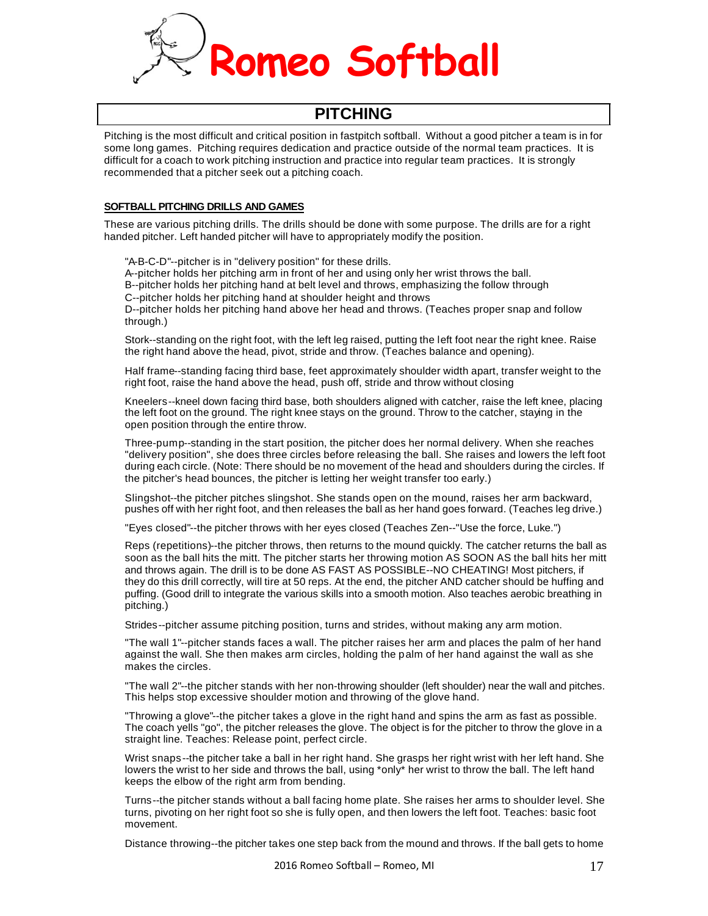# Romeo Softball

## PITCHING

Pitching is the most difficult and critical position in fastpitch softball. Without a good pitcher a team is in for some long games. Pitching requires dedication and practice outside of the normal team practices. It is difficult for a coach to work pitching instruction and practice into regular team practices. It is strongly recommended that a pitcher seek out a pitching coach.

### SOFTBALL PITCHING DRILLS AND GAMES

These are various pitching drills. The drills should be done with some purpose. The drills are for a right handed pitcher. Left handed pitcher will have to appropriately modify the position.

"A-B-C-D"--pitcher is in "delivery position" for these drills.
A--pitcher holds her pitching arm in front of her and using only her wrist throws the ball.
B--pitcher holds her pitching hand at belt level and throws, emphasizing the follow through
C--pitcher holds her pitching hand at shoulder height and throws
D--pitcher holds her pitching hand above her head and throws. (Teaches proper snap and follow through.)

Stork--standing on the right foot, with the left leg raised, putting the left foot near the right knee. Raise the right hand above the head, pivot, stride and throw. (Teaches balance and opening).

Half frame--standing facing third base, feet approximately shoulder width apart, transfer weight to the right foot, raise the hand above the head, push off, stride and throw without closing

Kneelers--kneel down facing third base, both shoulders aligned with catcher, raise the left knee, placing the left foot on the ground. The right knee stays on the ground. Throw to the catcher, staying in the open position through the entire throw.

Three-pump--standing in the start position, the pitcher does her normal delivery. When she reaches "delivery position", she does three circles before releasing the ball. She raises and lowers the left foot during each circle. (Note: There should be no movement of the head and shoulders during the circles. If the pitcher's head bounces, the pitcher is letting her weight transfer too early.)

Slingshot--the pitcher pitches slingshot. She stands open on the mound, raises her arm backward, pushes off with her right foot, and then releases the ball as her hand goes forward. (Teaches leg drive.)

"Eyes closed"--the pitcher throws with her eyes closed (Teaches Zen--"Use the force, Luke.")

Reps (repetitions)--the pitcher throws, then returns to the mound quickly. The catcher returns the ball as soon as the ball hits the mitt. The pitcher starts her throwing motion AS SOON AS the ball hits her mitt and throws again. The drill is to be done AS FAST AS POSSIBLE--NO CHEATING! Most pitchers, if they do this drill correctly, will tire at 50 reps. At the end, the pitcher AND catcher should be huffing and puffing. (Good drill to integrate the various skills into a smooth motion. Also teaches aerobic breathing in pitching.)

Strides--pitcher assume pitching position, turns and strides, without making any arm motion.

"The wall 1"--pitcher stands faces a wall. The pitcher raises her arm and places the palm of her hand against the wall. She then makes arm circles, holding the palm of her hand against the wall as she makes the circles.

"The wall 2"--the pitcher stands with her non-throwing shoulder (left shoulder) near the wall and pitches. This helps stop excessive shoulder motion and throwing of the glove hand.

"Throwing a glove"--the pitcher takes a glove in the right hand and spins the arm as fast as possible. The coach yells "go", the pitcher releases the glove. The object is for the pitcher to throw the glove in a straight line. Teaches: Release point, perfect circle.

Wrist snaps--the pitcher take a ball in her right hand. She grasps her right wrist with her left hand. She lowers the wrist to her side and throws the ball, using *only* her wrist to throw the ball. The left hand keeps the elbow of the right arm from bending.

Turns--the pitcher stands without a ball facing home plate. She raises her arms to shoulder level. She turns, pivoting on her right foot so she is fully open, and then lowers the left foot. Teaches: basic foot movement.

Distance throwing--the pitcher takes one step back from the mound and throws. If the ball gets to home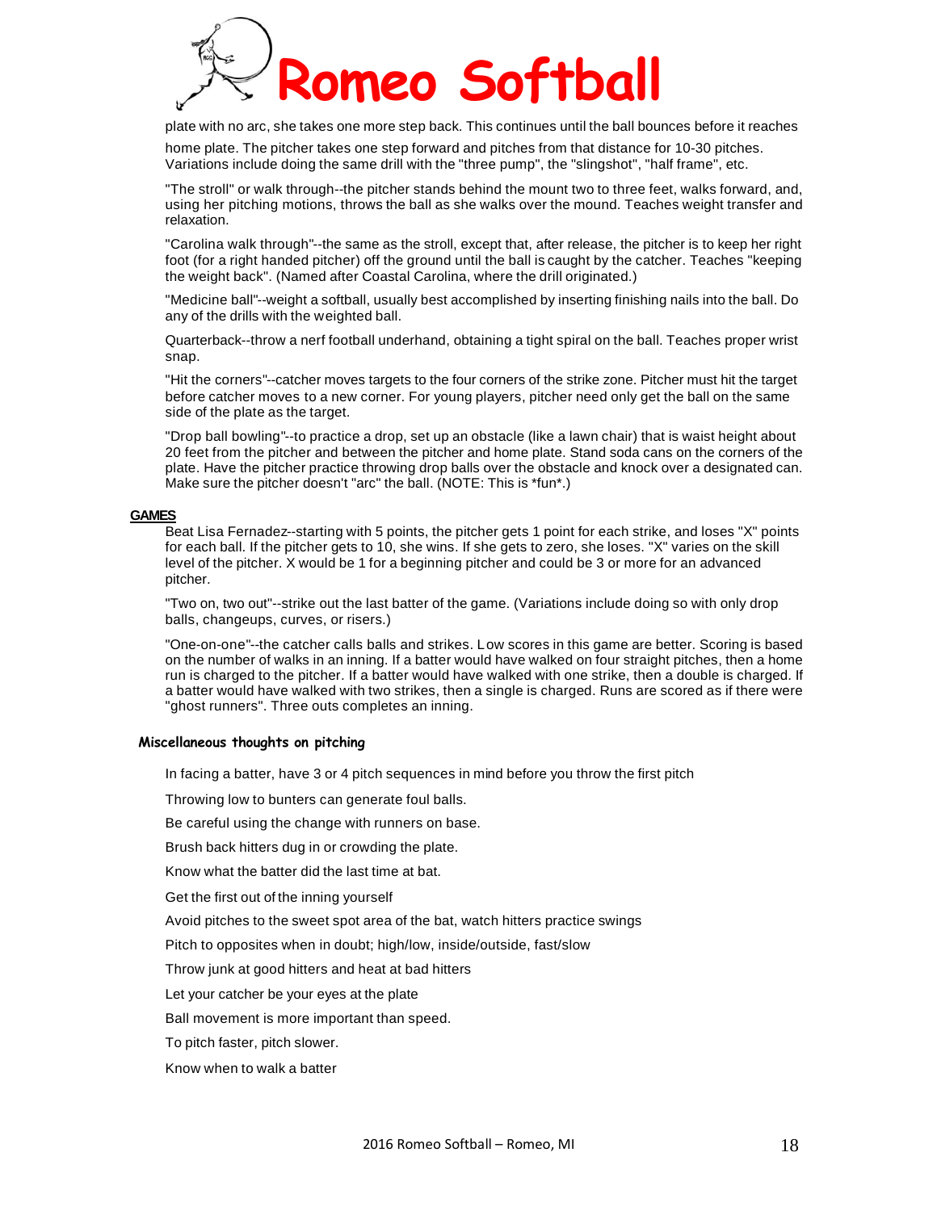plate with no arc, she takes one more step back. This continues until the ball bounces before it reaches home plate. The pitcher takes one step forward and pitches from that distance for 10-30 pitches. Variations include doing the same drill with the "three pump", the "slingshot", "half frame", etc.

"The stroll" or walk through--the pitcher stands behind the mount two to three feet, walks forward, and, using her pitching motions, throws the ball as she walks over the mound. Teaches weight transfer and relaxation.

"Carolina walk through"--the same as the stroll, except that, after release, the pitcher is to keep her right foot (for a right handed pitcher) off the ground until the ball is caught by the catcher. Teaches "keeping the weight back". (Named after Coastal Carolina, where the drill originated.)

"Medicine ball"--weight a softball, usually best accomplished by inserting finishing nails into the ball. Do any of the drills with the weighted ball.

Quarterback--throw a nerf football underhand, obtaining a tight spiral on the ball. Teaches proper wrist snap.

"Hit the corners"--catcher moves targets to the four corners of the strike zone. Pitcher must hit the target before catcher moves to a new corner. For young players, pitcher need only get the ball on the same side of the plate as the target.

"Drop ball bowling"--to practice a drop, set up an obstacle (like a lawn chair) that is waist height about 20 feet from the pitcher and between the pitcher and home plate. Stand soda cans on the corners of the plate. Have the pitcher practice throwing drop balls over the obstacle and knock over a designated can. Make sure the pitcher doesn't "arc" the ball. (NOTE: This is *fun*.)

**GAMES**

Beat Lisa Fernadez--starting with 5 points, the pitcher gets 1 point for each strike, and loses "X" points for each ball. If the pitcher gets to 10, she wins. If she gets to zero, she loses. "X" varies on the skill level of the pitcher. X would be 1 for a beginning pitcher and could be 3 or more for an advanced pitcher.

"Two on, two out"--strike out the last batter of the game. (Variations include doing so with only drop balls, changeups, curves, or risers.)

"One-on-one"--the catcher calls balls and strikes. Low scores in this game are better. Scoring is based on the number of walks in an inning. If a batter would have walked on four straight pitches, then a home run is charged to the pitcher. If a batter would have walked with one strike, then a double is charged. If a batter would have walked with two strikes, then a single is charged. Runs are scored as if there were "ghost runners". Three outs completes an inning.

**Miscellaneous thoughts on pitching**

In facing a batter, have 3 or 4 pitch sequences in mind before you throw the first pitch

Throwing low to bunters can generate foul balls.

Be careful using the change with runners on base.

Brush back hitters dug in or crowding the plate.

Know what the batter did the last time at bat.

Get the first out of the inning yourself

Avoid pitches to the sweet spot area of the bat, watch hitters practice swings

Pitch to opposites when in doubt; high/low, inside/outside, fast/slow

Throw junk at good hitters and heat at bad hitters

Let your catcher be your eyes at the plate

Ball movement is more important than speed.

To pitch faster, pitch slower.

Know when to walk a batter